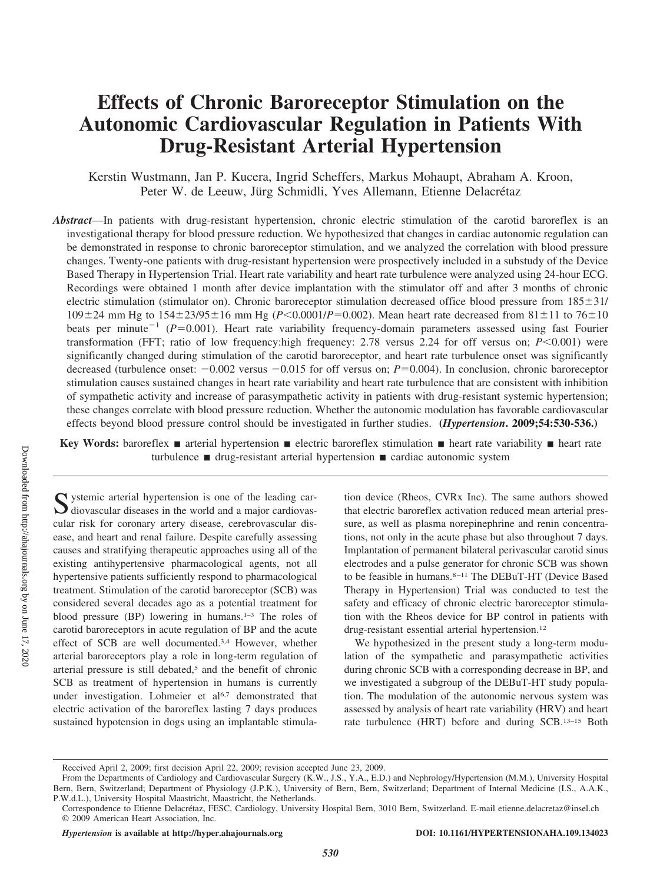# Effects of Chronic Baroreceptor Stimulation on the Autonomic Cardiovascular Regulation in Patients With Drug-Resistant Arterial Hypertension

Kerstin Wustmann, Jan P. Kucera, Ingrid Scheffers, Markus Mohaupt, Abraham A. Kroon, Peter W. de Leeuw, Jürg Schmidli, Yves Allemann, Etienne Delacrétaz

***Abstract*****—**In patients with drug-resistant hypertension, chronic electric stimulation of the carotid baroreflex is an investigational therapy for blood pressure reduction. We hypothesized that changes in cardiac autonomic regulation can be demonstrated in response to chronic baroreceptor stimulation, and we analyzed the correlation with blood pressure changes. Twenty-one patients with drug-resistant hypertension were prospectively included in a substudy of the Device Based Therapy in Hypertension Trial. Heart rate variability and heart rate turbulence were analyzed using 24-hour ECG. Recordings were obtained 1 month after device implantation with the stimulator off and after 3 months of chronic electric stimulation (stimulator on). Chronic baroreceptor stimulation decreased office blood pressure from 185±31/109±24 mm Hg to 154±23/95±16 mm Hg ($P<0.0001/P=0.002$). Mean heart rate decreased from 81±11 to 76±10 beats per minute$^{-1}$ ($P=0.001$). Heart rate variability frequency-domain parameters assessed using fast Fourier transformation (FFT; ratio of low frequency:high frequency: 2.78 versus 2.24 for off versus on; $P<0.001$) were significantly changed during stimulation of the carotid baroreceptor, and heart rate turbulence onset was significantly decreased (turbulence onset: −0.002 versus −0.015 for off versus on; $P=0.004$). In conclusion, chronic baroreceptor stimulation causes sustained changes in heart rate variability and heart rate turbulence that are consistent with inhibition of sympathetic activity and increase of parasympathetic activity in patients with drug-resistant systemic hypertension; these changes correlate with blood pressure reduction. Whether the autonomic modulation has favorable cardiovascular effects beyond blood pressure control should be investigated in further studies. **(*Hypertension*. 2009;54:530-536.)**

**Key Words:** baroreflex ■ arterial hypertension ■ electric baroreflex stimulation ■ heart rate variability ■ heart rate turbulence ■ drug-resistant arterial hypertension ■ cardiac autonomic system

Systemic arterial hypertension is one of the leading cardiovascular diseases in the world and a major cardiovascular risk for coronary artery disease, cerebrovascular disease, and heart and renal failure. Despite carefully assessing causes and stratifying therapeutic approaches using all of the existing antihypertensive pharmacological agents, not all hypertensive patients sufficiently respond to pharmacological treatment. Stimulation of the carotid baroreceptor (SCB) was considered several decades ago as a potential treatment for blood pressure (BP) lowering in humans.[1–3] The roles of carotid baroreceptors in acute regulation of BP and the acute effect of SCB are well documented.[3,4] However, whether arterial baroreceptors play a role in long-term regulation of arterial pressure is still debated,[5] and the benefit of chronic SCB as treatment of hypertension in humans is currently under investigation. Lohmeier et al[6,7] demonstrated that electric activation of the baroreflex lasting 7 days produces sustained hypotension in dogs using an implantable stimulation device (Rheos, CVRx Inc). The same authors showed that electric baroreflex activation reduced mean arterial pressure, as well as plasma norepinephrine and renin concentrations, not only in the acute phase but also throughout 7 days. Implantation of permanent bilateral perivascular carotid sinus electrodes and a pulse generator for chronic SCB was shown to be feasible in humans.[8–11] The DEBuT-HT (Device Based Therapy in Hypertension) Trial was conducted to test the safety and efficacy of chronic electric baroreceptor stimulation with the Rheos device for BP control in patients with drug-resistant essential arterial hypertension.[12]

We hypothesized in the present study a long-term modulation of the sympathetic and parasympathetic activities during chronic SCB with a corresponding decrease in BP, and we investigated a subgroup of the DEBuT-HT study population. The modulation of the autonomic nervous system was assessed by analysis of heart rate variability (HRV) and heart rate turbulence (HRT) before and during SCB.[13–15] Both

Received April 2, 2009; first decision April 22, 2009; revision accepted June 23, 2009.

From the Departments of Cardiology and Cardiovascular Surgery (K.W., J.S., Y.A., E.D.) and Nephrology/Hypertension (M.M.), University Hospital Bern, Bern, Switzerland; Department of Physiology (J.P.K.), University of Bern, Bern, Switzerland; Department of Internal Medicine (I.S., A.A.K., P.W.d.L.), University Hospital Maastricht, Maastricht, the Netherlands.

Correspondence to Etienne Delacrétaz, FESC, Cardiology, University Hospital Bern, 3010 Bern, Switzerland. E-mail etienne.delacretaz@insel.ch

© 2009 American Heart Association, Inc.

*Hypertension* is available at http://hyper.ahajournals.org DOI: 10.1161/HYPERTENSIONAHA.109.134023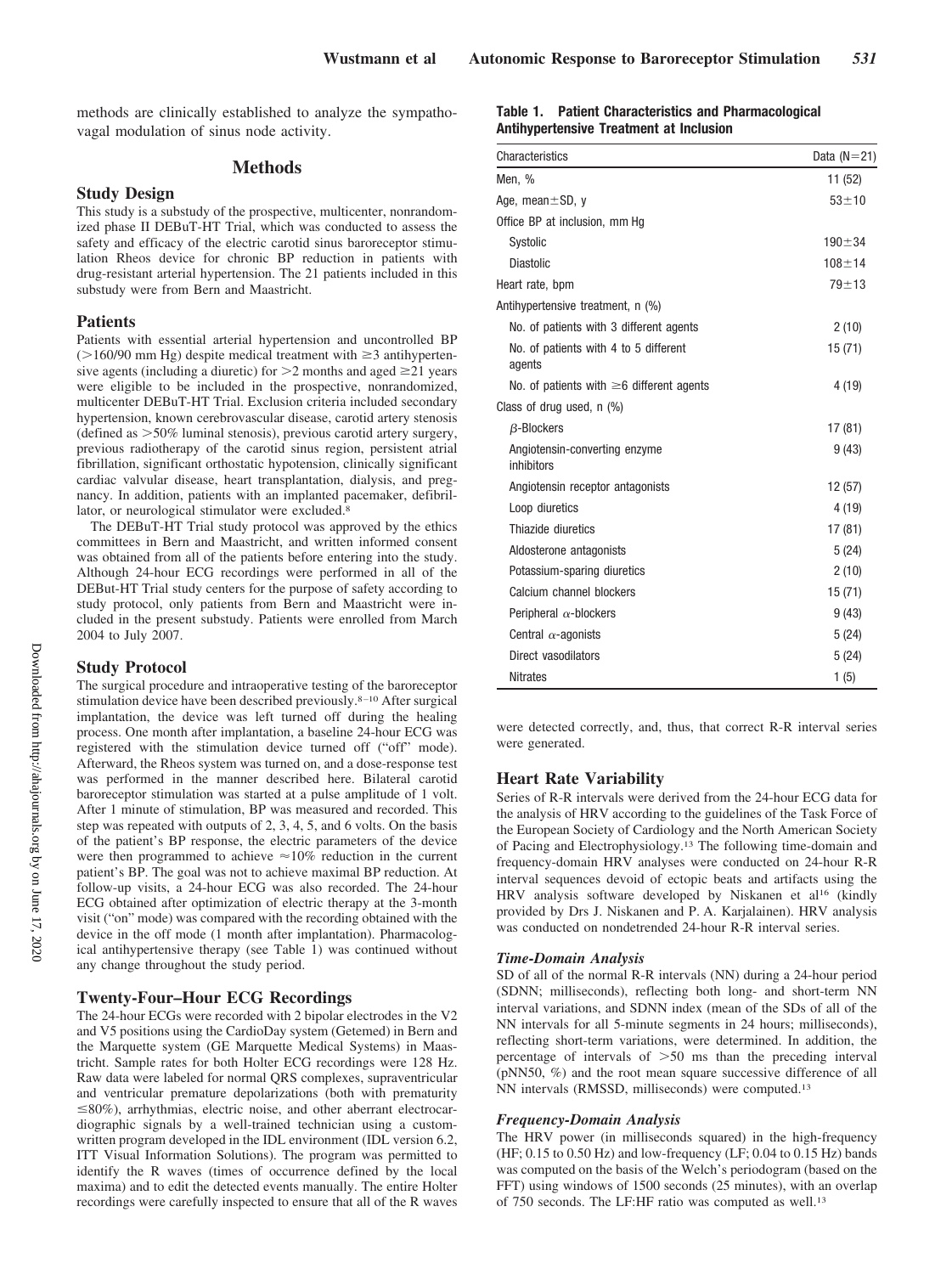methods are clinically established to analyze the sympathovagal modulation of sinus node activity.

## Methods

### Study Design

This study is a substudy of the prospective, multicenter, nonrandomized phase II DEBuT-HT Trial, which was conducted to assess the safety and efficacy of the electric carotid sinus baroreceptor stimulation Rheos device for chronic BP reduction in patients with drug-resistant arterial hypertension. The 21 patients included in this substudy were from Bern and Maastricht.

### Patients

Patients with essential arterial hypertension and uncontrolled BP (>160/90 mm Hg) despite medical treatment with ≥3 antihypertensive agents (including a diuretic) for >2 months and aged ≥21 years were eligible to be included in the prospective, nonrandomized, multicenter DEBuT-HT Trial. Exclusion criteria included secondary hypertension, known cerebrovascular disease, carotid artery stenosis (defined as >50% luminal stenosis), previous carotid artery surgery, previous radiotherapy of the carotid sinus region, persistent atrial fibrillation, significant orthostatic hypotension, clinically significant cardiac valvular disease, heart transplantation, dialysis, and pregnancy. In addition, patients with an implanted pacemaker, defibrillator, or neurological stimulator were excluded.[8]

The DEBuT-HT Trial study protocol was approved by the ethics committees in Bern and Maastricht, and written informed consent was obtained from all of the patients before entering into the study. Although 24-hour ECG recordings were performed in all of the DEBut-HT Trial study centers for the purpose of safety according to study protocol, only patients from Bern and Maastricht were included in the present substudy. Patients were enrolled from March 2004 to July 2007.

### Study Protocol

The surgical procedure and intraoperative testing of the baroreceptor stimulation device have been described previously.[8–10] After surgical implantation, the device was left turned off during the healing process. One month after implantation, a baseline 24-hour ECG was registered with the stimulation device turned off ("off" mode). Afterward, the Rheos system was turned on, and a dose-response test was performed in the manner described here. Bilateral carotid baroreceptor stimulation was started at a pulse amplitude of 1 volt. After 1 minute of stimulation, BP was measured and recorded. This step was repeated with outputs of 2, 3, 4, 5, and 6 volts. On the basis of the patient's BP response, the electric parameters of the device were then programmed to achieve ≈10% reduction in the current patient's BP. The goal was not to achieve maximal BP reduction. At follow-up visits, a 24-hour ECG was also recorded. The 24-hour ECG obtained after optimization of electric therapy at the 3-month visit ("on" mode) was compared with the recording obtained with the device in the off mode (1 month after implantation). Pharmacological antihypertensive therapy (see Table 1) was continued without any change throughout the study period.

### Twenty-Four–Hour ECG Recordings

The 24-hour ECGs were recorded with 2 bipolar electrodes in the V2 and V5 positions using the CardioDay system (Getemed) in Bern and the Marquette system (GE Marquette Medical Systems) in Maastricht. Sample rates for both Holter ECG recordings were 128 Hz. Raw data were labeled for normal QRS complexes, supraventricular and ventricular premature depolarizations (both with prematurity ≤80%), arrhythmias, electric noise, and other aberrant electrocardiographic signals by a well-trained technician using a custom-written program developed in the IDL environment (IDL version 6.2, ITT Visual Information Solutions). The program was permitted to identify the R waves (times of occurrence defined by the local maxima) and to edit the detected events manually. The entire Holter recordings were carefully inspected to ensure that all of the R waves were detected correctly, and, thus, that correct R-R interval series were generated.

**Table 1. Patient Characteristics and Pharmacological Antihypertensive Treatment at Inclusion**

| Characteristics | Data (N=21) |
|---|---|
| Men, % | 11 (52) |
| Age, mean±SD, y | 53±10 |
| Office BP at inclusion, mm Hg | |
| Systolic | 190±34 |
| Diastolic | 108±14 |
| Heart rate, bpm | 79±13 |
| Antihypertensive treatment, n (%) | |
| No. of patients with 3 different agents | 2 (10) |
| No. of patients with 4 to 5 different agents | 15 (71) |
| No. of patients with ≥6 different agents | 4 (19) |
| Class of drug used, n (%) | |
| β-Blockers | 17 (81) |
| Angiotensin-converting enzyme inhibitors | 9 (43) |
| Angiotensin receptor antagonists | 12 (57) |
| Loop diuretics | 4 (19) |
| Thiazide diuretics | 17 (81) |
| Aldosterone antagonists | 5 (24) |
| Potassium-sparing diuretics | 2 (10) |
| Calcium channel blockers | 15 (71) |
| Peripheral α-blockers | 9 (43) |
| Central α-agonists | 5 (24) |
| Direct vasodilators | 5 (24) |
| Nitrates | 1 (5) |

### Heart Rate Variability

Series of R-R intervals were derived from the 24-hour ECG data for the analysis of HRV according to the guidelines of the Task Force of the European Society of Cardiology and the North American Society of Pacing and Electrophysiology.[13] The following time-domain and frequency-domain HRV analyses were conducted on 24-hour R-R interval sequences devoid of ectopic beats and artifacts using the HRV analysis software developed by Niskanen et al[16] (kindly provided by Drs J. Niskanen and P. A. Karjalainen). HRV analysis was conducted on nondetrended 24-hour R-R interval series.

#### *Time-Domain Analysis*

SD of all of the normal R-R intervals (NN) during a 24-hour period (SDNN; milliseconds), reflecting both long- and short-term NN interval variations, and SDNN index (mean of the SDs of all of the NN intervals for all 5-minute segments in 24 hours; milliseconds), reflecting short-term variations, were determined. In addition, the percentage of intervals of >50 ms than the preceding interval (pNN50, %) and the root mean square successive difference of all NN intervals (RMSSD, milliseconds) were computed.[13]

#### *Frequency-Domain Analysis*

The HRV power (in milliseconds squared) in the high-frequency (HF; 0.15 to 0.50 Hz) and low-frequency (LF; 0.04 to 0.15 Hz) bands was computed on the basis of the Welch's periodogram (based on the FFT) using windows of 1500 seconds (25 minutes), with an overlap of 750 seconds. The LF:HF ratio was computed as well.[13]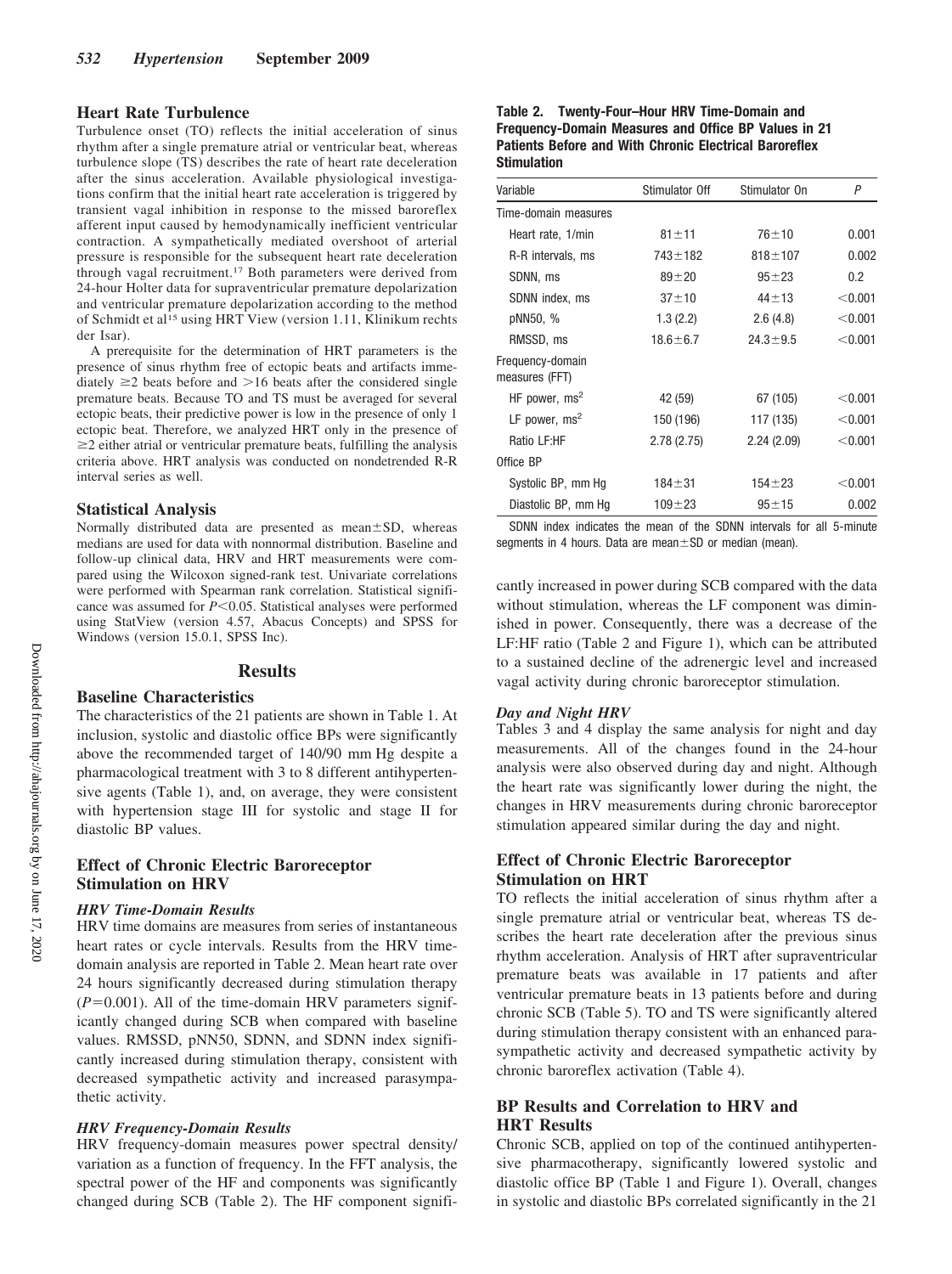## Heart Rate Turbulence

Turbulence onset (TO) reflects the initial acceleration of sinus rhythm after a single premature atrial or ventricular beat, whereas turbulence slope (TS) describes the rate of heart rate deceleration after the sinus acceleration. Available physiological investigations confirm that the initial heart rate acceleration is triggered by transient vagal inhibition in response to the missed baroreflex afferent input caused by hemodynamically inefficient ventricular contraction. A sympathetically mediated overshoot of arterial pressure is responsible for the subsequent heart rate deceleration through vagal recruitment.[17] Both parameters were derived from 24-hour Holter data for supraventricular premature depolarization and ventricular premature depolarization according to the method of Schmidt et al[15] using HRT View (version 1.11, Klinikum rechts der Isar).

A prerequisite for the determination of HRT parameters is the presence of sinus rhythm free of ectopic beats and artifacts immediately ≥2 beats before and >16 beats after the considered single premature beats. Because TO and TS must be averaged for several ectopic beats, their predictive power is low in the presence of only 1 ectopic beat. Therefore, we analyzed HRT only in the presence of ≥2 either atrial or ventricular premature beats, fulfilling the analysis criteria above. HRT analysis was conducted on nondetrended R-R interval series as well.

## Statistical Analysis

Normally distributed data are presented as mean±SD, whereas medians are used for data with nonnormal distribution. Baseline and follow-up clinical data, HRV and HRT measurements were compared using the Wilcoxon signed-rank test. Univariate correlations were performed with Spearman rank correlation. Statistical significance was assumed for $P<0.05$. Statistical analyses were performed using StatView (version 4.57, Abacus Concepts) and SPSS for Windows (version 15.0.1, SPSS Inc).

# Results

## Baseline Characteristics

The characteristics of the 21 patients are shown in Table 1. At inclusion, systolic and diastolic office BPs were significantly above the recommended target of 140/90 mm Hg despite a pharmacological treatment with 3 to 8 different antihypertensive agents (Table 1), and, on average, they were consistent with hypertension stage III for systolic and stage II for diastolic BP values.

## Effect of Chronic Electric Baroreceptor Stimulation on HRV

### *HRV Time-Domain Results*

HRV time domains are measures from series of instantaneous heart rates or cycle intervals. Results from the HRV time-domain analysis are reported in Table 2. Mean heart rate over 24 hours significantly decreased during stimulation therapy ($P=0.001$). All of the time-domain HRV parameters significantly changed during SCB when compared with baseline values. RMSSD, pNN50, SDNN, and SDNN index significantly increased during stimulation therapy, consistent with decreased sympathetic activity and increased parasympathetic activity.

### *HRV Frequency-Domain Results*

HRV frequency-domain measures power spectral density/variation as a function of frequency. In the FFT analysis, the spectral power of the HF and components was significantly changed during SCB (Table 2). The HF component significantly increased in power during SCB compared with the data without stimulation, whereas the LF component was diminished in power. Consequently, there was a decrease of the LF:HF ratio (Table 2 and Figure 1), which can be attributed to a sustained decline of the adrenergic level and increased vagal activity during chronic baroreceptor stimulation.

**Table 2. Twenty-Four–Hour HRV Time-Domain and Frequency-Domain Measures and Office BP Values in 21 Patients Before and With Chronic Electrical Baroreflex Stimulation**

| Variable | Stimulator Off | Stimulator On | P |
|---|---|---|---|
| Time-domain measures | | | |
| Heart rate, 1/min | 81±11 | 76±10 | 0.001 |
| R-R intervals, ms | 743±182 | 818±107 | 0.002 |
| SDNN, ms | 89±20 | 95±23 | 0.2 |
| SDNN index, ms | 37±10 | 44±13 | <0.001 |
| pNN50, % | 1.3 (2.2) | 2.6 (4.8) | <0.001 |
| RMSSD, ms | 18.6±6.7 | 24.3±9.5 | <0.001 |
| Frequency-domain measures (FFT) | | | |
| HF power, ms$^2$ | 42 (59) | 67 (105) | <0.001 |
| LF power, ms$^2$ | 150 (196) | 117 (135) | <0.001 |
| Ratio LF:HF | 2.78 (2.75) | 2.24 (2.09) | <0.001 |
| Office BP | | | |
| Systolic BP, mm Hg | 184±31 | 154±23 | <0.001 |
| Diastolic BP, mm Hg | 109±23 | 95±15 | 0.002 |

SDNN index indicates the mean of the SDNN intervals for all 5-minute segments in 4 hours. Data are mean±SD or median (mean).

### *Day and Night HRV*

Tables 3 and 4 display the same analysis for night and day measurements. All of the changes found in the 24-hour analysis were also observed during day and night. Although the heart rate was significantly lower during the night, the changes in HRV measurements during chronic baroreceptor stimulation appeared similar during the day and night.

## Effect of Chronic Electric Baroreceptor Stimulation on HRT

TO reflects the initial acceleration of sinus rhythm after a single premature atrial or ventricular beat, whereas TS describes the heart rate deceleration after the previous sinus rhythm acceleration. Analysis of HRT after supraventricular premature beats was available in 17 patients and after ventricular premature beats in 13 patients before and during chronic SCB (Table 5). TO and TS were significantly altered during stimulation therapy consistent with an enhanced parasympathetic activity and decreased sympathetic activity by chronic baroreflex activation (Table 4).

## BP Results and Correlation to HRV and HRT Results

Chronic SCB, applied on top of the continued antihypertensive pharmacotherapy, significantly lowered systolic and diastolic office BP (Table 1 and Figure 1). Overall, changes in systolic and diastolic BPs correlated significantly in the 21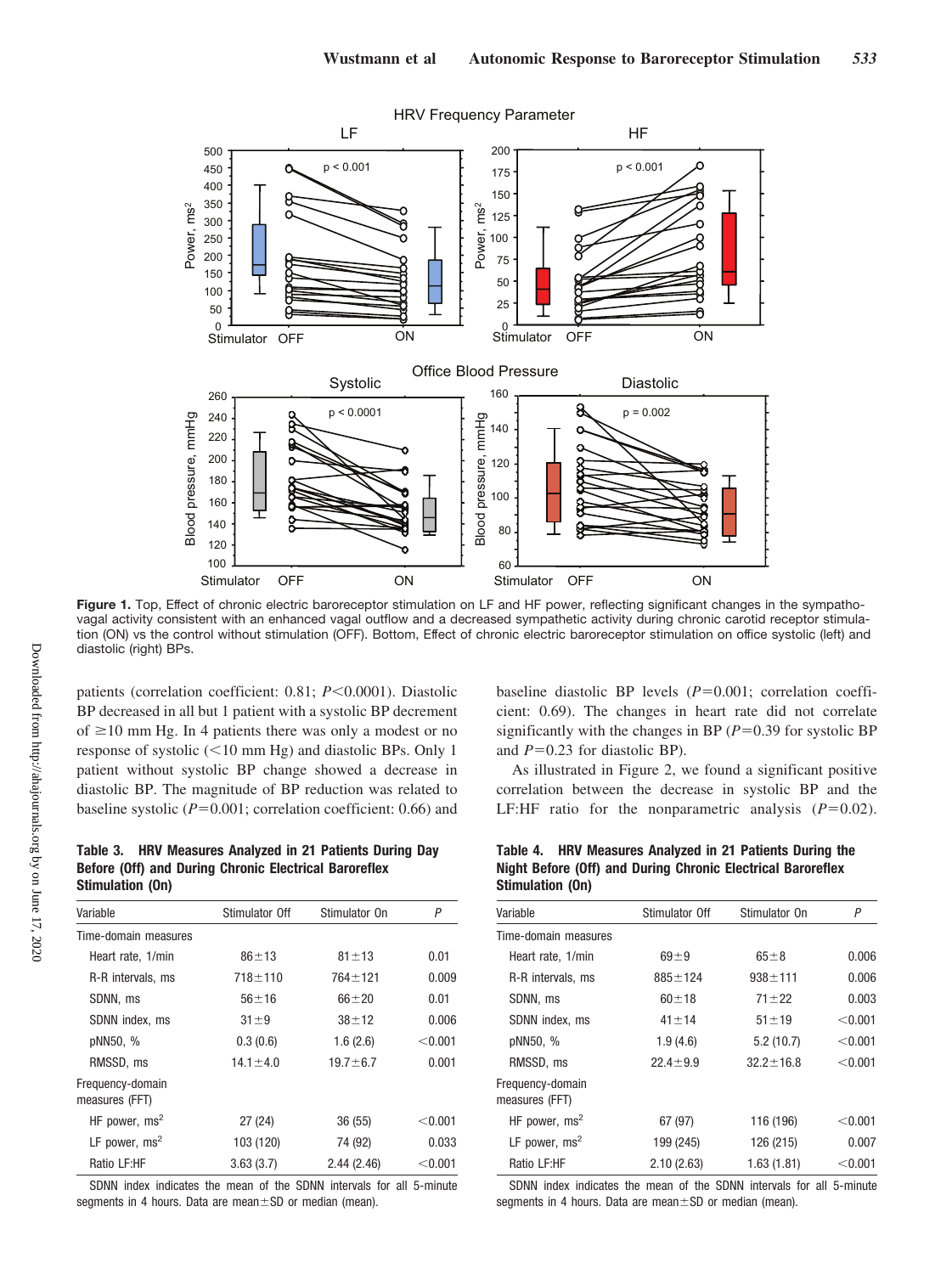Figure 1. Top, Effect of chronic electric baroreceptor stimulation on LF and HF power, reflecting significant changes in the sympathovagal activity consistent with an enhanced vagal outflow and a decreased sympathetic activity during chronic carotid receptor stimulation (ON) vs the control without stimulation (OFF). Bottom, Effect of chronic electric baroreceptor stimulation on office systolic (left) and diastolic (right) BPs.

patients (correlation coefficient: 0.81; $P<0.0001$). Diastolic BP decreased in all but 1 patient with a systolic BP decrement of ≥10 mm Hg. In 4 patients there was only a modest or no response of systolic (<10 mm Hg) and diastolic BPs. Only 1 patient without systolic BP change showed a decrease in diastolic BP. The magnitude of BP reduction was related to baseline systolic ($P=0.001$; correlation coefficient: 0.66) and baseline diastolic BP levels ($P=0.001$; correlation coefficient: 0.69). The changes in heart rate did not correlate significantly with the changes in BP ($P=0.39$ for systolic BP and $P=0.23$ for diastolic BP).

As illustrated in Figure 2, we found a significant positive correlation between the decrease in systolic BP and the LF:HF ratio for the nonparametric analysis ($P=0.02$).

**Table 3. HRV Measures Analyzed in 21 Patients During Day Before (Off) and During Chronic Electrical Baroreflex Stimulation (On)**

| Variable | Stimulator Off | Stimulator On | *P* |
|---|---|---|---|
| Time-domain measures | | | |
| Heart rate, 1/min | 86±13 | 81±13 | 0.01 |
| R-R intervals, ms | 718±110 | 764±121 | 0.009 |
| SDNN, ms | 56±16 | 66±20 | 0.01 |
| SDNN index, ms | 31±9 | 38±12 | 0.006 |
| pNN50, % | 0.3 (0.6) | 1.6 (2.6) | <0.001 |
| RMSSD, ms | 14.1±4.0 | 19.7±6.7 | 0.001 |
| Frequency-domain measures (FFT) | | | |
| HF power, ms$^2$ | 27 (24) | 36 (55) | <0.001 |
| LF power, ms$^2$ | 103 (120) | 74 (92) | 0.033 |
| Ratio LF:HF | 3.63 (3.7) | 2.44 (2.46) | <0.001 |

SDNN index indicates the mean of the SDNN intervals for all 5-minute segments in 4 hours. Data are mean±SD or median (mean).

**Table 4. HRV Measures Analyzed in 21 Patients During the Night Before (Off) and During Chronic Electrical Baroreflex Stimulation (On)**

| Variable | Stimulator Off | Stimulator On | *P* |
|---|---|---|---|
| Time-domain measures | | | |
| Heart rate, 1/min | 69±9 | 65±8 | 0.006 |
| R-R intervals, ms | 885±124 | 938±111 | 0.006 |
| SDNN, ms | 60±18 | 71±22 | 0.003 |
| SDNN index, ms | 41±14 | 51±19 | <0.001 |
| pNN50, % | 1.9 (4.6) | 5.2 (10.7) | <0.001 |
| RMSSD, ms | 22.4±9.9 | 32.2±16.8 | <0.001 |
| Frequency-domain measures (FFT) | | | |
| HF power, ms$^2$ | 67 (97) | 116 (196) | <0.001 |
| LF power, ms$^2$ | 199 (245) | 126 (215) | 0.007 |
| Ratio LF:HF | 2.10 (2.63) | 1.63 (1.81) | <0.001 |

SDNN index indicates the mean of the SDNN intervals for all 5-minute segments in 4 hours. Data are mean±SD or median (mean).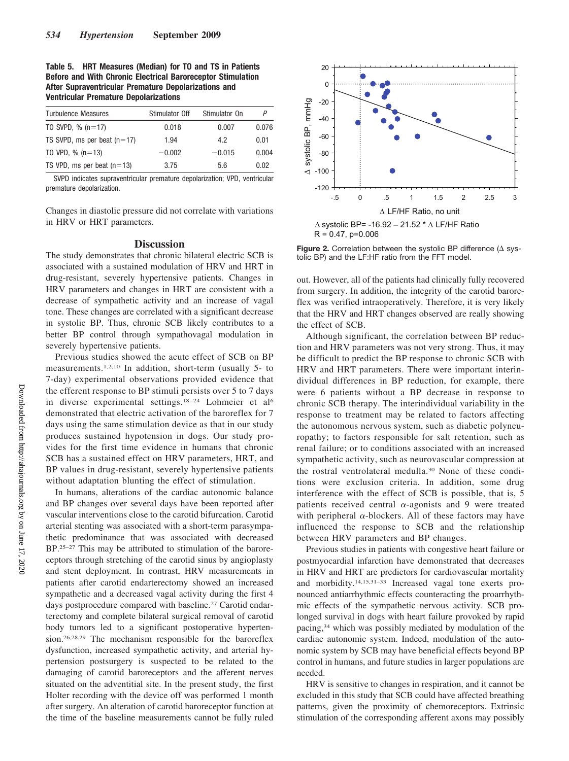**Table 5. HRT Measures (Median) for TO and TS in Patients Before and With Chronic Electrical Baroreceptor Stimulation After Supraventricular Premature Depolarizations and Ventricular Premature Depolarizations**

| Turbulence Measures | Stimulator Off | Stimulator On | P |
|---|---|---|---|
| TO SVPD, % (n=17) | 0.018 | 0.007 | 0.076 |
| TS SVPD, ms per beat (n=17) | 1.94 | 4.2 | 0.01 |
| TO VPD, % (n=13) | −0.002 | −0.015 | 0.004 |
| TS VPD, ms per beat (n=13) | 3.75 | 5.6 | 0.02 |

SVPD indicates supraventricular premature depolarization; VPD, ventricular premature depolarization.

Changes in diastolic pressure did not correlate with variations in HRV or HRT parameters.

## Discussion

The study demonstrates that chronic bilateral electric SCB is associated with a sustained modulation of HRV and HRT in drug-resistant, severely hypertensive patients. Changes in HRV parameters and changes in HRT are consistent with a decrease of sympathetic activity and an increase of vagal tone. These changes are correlated with a significant decrease in systolic BP. Thus, chronic SCB likely contributes to a better BP control through sympathovagal modulation in severely hypertensive patients.

Previous studies showed the acute effect of SCB on BP measurements.[1,2,10] In addition, short-term (usually 5- to 7-day) experimental observations provided evidence that the efferent response to BP stimuli persists over 5 to 7 days in diverse experimental settings.[18–24] Lohmeier et al[6] demonstrated that electric activation of the baroreflex for 7 days using the same stimulation device as that in our study produces sustained hypotension in dogs. Our study provides for the first time evidence in humans that chronic SCB has a sustained effect on HRV parameters, HRT, and BP values in drug-resistant, severely hypertensive patients without adaptation blunting the effect of stimulation.

In humans, alterations of the cardiac autonomic balance and BP changes over several days have been reported after vascular interventions close to the carotid bifurcation. Carotid arterial stenting was associated with a short-term parasympathetic predominance that was associated with decreased BP.[25–27] This may be attributed to stimulation of the baroreceptors through stretching of the carotid sinus by angioplasty and stent deployment. In contrast, HRV measurements in patients after carotid endarterectomy showed an increased sympathetic and a decreased vagal activity during the first 4 days postprocedure compared with baseline.[27] Carotid endarterectomy and complete bilateral surgical removal of carotid body tumors led to a significant postoperative hypertension.[26,28,29] The mechanism responsible for the baroreflex dysfunction, increased sympathetic activity, and arterial hypertension postsurgery is suspected to be related to the damaging of carotid baroreceptors and the afferent nerves situated on the adventitial site. In the present study, the first Holter recording with the device off was performed 1 month after surgery. An alteration of carotid baroreceptor function at the time of the baseline measurements cannot be fully ruled out. However, all of the patients had clinically fully recovered from surgery. In addition, the integrity of the carotid baroreflex was verified intraoperatively. Therefore, it is very likely that the HRV and HRT changes observed are really showing the effect of SCB.

$\Delta$ systolic BP= -16.92 – 21.52 * $\Delta$ LF/HF Ratio
R = 0.47, p=0.006

**Figure 2.** Correlation between the systolic BP difference ($\Delta$ systolic BP) and the LF:HF ratio from the FFT model.

Although significant, the correlation between BP reduction and HRV parameters was not very strong. Thus, it may be difficult to predict the BP response to chronic SCB with HRV and HRT parameters. There were important interindividual differences in BP reduction, for example, there were 6 patients without a BP decrease in response to chronic SCB therapy. The interindividual variability in the response to treatment may be related to factors affecting the autonomous nervous system, such as diabetic polyneuropathy; to factors responsible for salt retention, such as renal failure; or to conditions associated with an increased sympathetic activity, such as neurovascular compression at the rostral ventrolateral medulla.[30] None of these conditions were exclusion criteria. In addition, some drug interference with the effect of SCB is possible, that is, 5 patients received central $\alpha$-agonists and 9 were treated with peripheral $\alpha$-blockers. All of these factors may have influenced the response to SCB and the relationship between HRV parameters and BP changes.

Previous studies in patients with congestive heart failure or postmyocardial infarction have demonstrated that decreases in HRV and HRT are predictors for cardiovascular mortality and morbidity.[14,15,31–33] Increased vagal tone exerts pronounced antiarrhythmic effects counteracting the proarrhythmic effects of the sympathetic nervous activity. SCB prolonged survival in dogs with heart failure provoked by rapid pacing,[34] which was possibly mediated by modulation of the cardiac autonomic system. Indeed, modulation of the autonomic system by SCB may have beneficial effects beyond BP control in humans, and future studies in larger populations are needed.

HRV is sensitive to changes in respiration, and it cannot be excluded in this study that SCB could have affected breathing patterns, given the proximity of chemoreceptors. Extrinsic stimulation of the corresponding afferent axons may possibly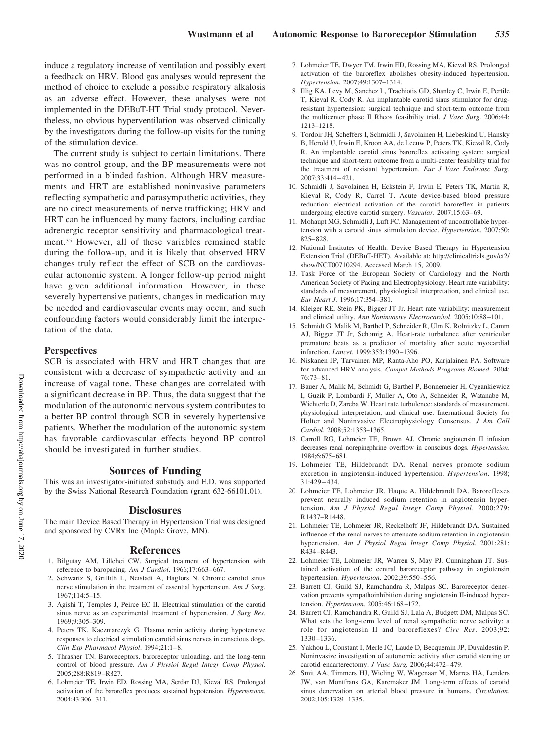induce a regulatory increase of ventilation and possibly exert a feedback on HRV. Blood gas analyses would represent the method of choice to exclude a possible respiratory alkalosis as an adverse effect. However, these analyses were not implemented in the DEBuT-HT Trial study protocol. Nevertheless, no obvious hyperventilation was observed clinically by the investigators during the follow-up visits for the tuning of the stimulation device.

The current study is subject to certain limitations. There was no control group, and the BP measurements were not performed in a blinded fashion. Although HRV measurements and HRT are established noninvasive parameters reflecting sympathetic and parasympathetic activities, they are no direct measurements of nerve trafficking; HRV and HRT can be influenced by many factors, including cardiac adrenergic receptor sensitivity and pharmacological treatment.[35] However, all of these variables remained stable during the follow-up, and it is likely that observed HRV changes truly reflect the effect of SCB on the cardiovascular autonomic system. A longer follow-up period might have given additional information. However, in these severely hypertensive patients, changes in medication may be needed and cardiovascular events may occur, and such confounding factors would considerably limit the interpretation of the data.

### Perspectives

SCB is associated with HRV and HRT changes that are consistent with a decrease of sympathetic activity and an increase of vagal tone. These changes are correlated with a significant decrease in BP. Thus, the data suggest that the modulation of the autonomic nervous system contributes to a better BP control through SCB in severely hypertensive patients. Whether the modulation of the autonomic system has favorable cardiovascular effects beyond BP control should be investigated in further studies.

## Sources of Funding

This was an investigator-initiated substudy and E.D. was supported by the Swiss National Research Foundation (grant 632-66101.01).

## Disclosures

The main Device Based Therapy in Hypertension Trial was designed and sponsored by CVRx Inc (Maple Grove, MN).

## References

1. Bilgutay AM, Lillehei CW. Surgical treatment of hypertension with reference to baropacing. *Am J Cardiol*. 1966;17:663–667.
2. Schwartz S, Griffith L, Neistadt A, Hagfors N. Chronic carotid sinus nerve stimulation in the treatment of essential hypertension. *Am J Surg*. 1967;114:5–15.
3. Agishi T, Temples J, Peirce EC II. Electrical stimulation of the carotid sinus nerve as an experimental treatment of hypertension. *J Surg Res*. 1969;9:305–309.
4. Peters TK, Kaczmarczyk G. Plasma renin activity during hypotensive responses to electrical stimulation carotid sinus nerves in conscious dogs. *Clin Exp Pharmacol Physiol*. 1994;21:1–8.
5. Thrasher TN. Baroreceptors, baroreceptor unloading, and the long-term control of blood pressure. *Am J Physiol Regul Integr Comp Physiol*. 2005;288:R819–R827.
6. Lohmeier TE, Irwin ED, Rossing MA, Serdar DJ, Kieval RS. Prolonged activation of the baroreflex produces sustained hypotension. *Hypertension*. 2004;43:306–311.
7. Lohmeier TE, Dwyer TM, Irwin ED, Rossing MA, Kieval RS. Prolonged activation of the baroreflex abolishes obesity-induced hypertension. *Hypertension*. 2007;49:1307–1314.
8. Illig KA, Levy M, Sanchez L, Trachiotis GD, Shanley C, Irwin E, Pertile T, Kieval R, Cody R. An implantable carotid sinus stimulator for drug-resistant hypertension: surgical technique and short-term outcome from the multicenter phase II Rheos feasibility trial. *J Vasc Surg*. 2006;44:1213–1218.
9. Tordoir JH, Scheffers I, Schmidli J, Savolainen H, Liebeskind U, Hansky B, Herold U, Irwin E, Kroon AA, de Leeuw P, Peters TK, Kieval R, Cody R. An implantable carotid sinus baroreflex activating system: surgical technique and short-term outcome from a multi-center feasibility trial for the treatment of resistant hypertension. *Eur J Vasc Endovasc Surg*. 2007;33:414–421.
10. Schmidli J, Savolainen H, Eckstein F, Irwin E, Peters TK, Martin R, Kieval R, Cody R, Carrel T. Acute device-based blood pressure reduction: electrical activation of the carotid baroreflex in patients undergoing elective carotid surgery. *Vascular*. 2007;15:63–69.
11. Mohaupt MG, Schmidli J, Luft FC. Management of uncontrollable hypertension with a carotid sinus stimulation device. *Hypertension*. 2007;50:825–828.
12. National Institutes of Health. Device Based Therapy in Hypertension Extension Trial (DEBuT-HET). Available at: http://clinicaltrials.gov/ct2/show/NCT00710294. Accessed March 15, 2009.
13. Task Force of the European Society of Cardiology and the North American Society of Pacing and Electrophysiology. Heart rate variability: standards of measurement, physiological interpretation, and clinical use. *Eur Heart J*. 1996;17:354–381.
14. Kleiger RE, Stein PK, Bigger JT Jr. Heart rate variability: measurement and clinical utility. *Ann Noninvasive Electrocardiol*. 2005;10:88–101.
15. Schmidt G, Malik M, Barthel P, Schneider R, Ulm K, Rolnitzky L, Camm AJ, Bigger JT Jr, Schomig A. Heart-rate turbulence after ventricular premature beats as a predictor of mortality after acute myocardial infarction. *Lancet*. 1999;353:1390–1396.
16. Niskanen JP, Tarvainen MP, Ranta-Aho PO, Karjalainen PA. Software for advanced HRV analysis. *Comput Methods Programs Biomed*. 2004;76:73–81.
17. Bauer A, Malik M, Schmidt G, Barthel P, Bonnemeier H, Cygankiewicz I, Guzik P, Lombardi F, Muller A, Oto A, Schneider R, Watanabe M, Wichterle D, Zareba W. Heart rate turbulence: standards of measurement, physiological interpretation, and clinical use: International Society for Holter and Noninvasive Electrophysiology Consensus. *J Am Coll Cardiol*. 2008;52:1353–1365.
18. Carroll RG, Lohmeier TE, Brown AJ. Chronic angiotensin II infusion decreases renal norepinephrine overflow in conscious dogs. *Hypertension*. 1984;6:675–681.
19. Lohmeier TE, Hildebrandt DA. Renal nerves promote sodium excretion in angiotensin-induced hypertension. *Hypertension*. 1998;31:429–434.
20. Lohmeier TE, Lohmeier JR, Haque A, Hildebrandt DA. Baroreflexes prevent neurally induced sodium retention in angiotensin hypertension. *Am J Physiol Regul Integr Comp Physiol*. 2000;279:R1437–R1448.
21. Lohmeier TE, Lohmeier JR, Reckelhoff JF, Hildebrandt DA. Sustained influence of the renal nerves to attenuate sodium retention in angiotensin hypertension. *Am J Physiol Regul Integr Comp Physiol*. 2001;281:R434–R443.
22. Lohmeier TE, Lohmeier JR, Warren S, May PJ, Cunningham JT. Sustained activation of the central baroreceptor pathway in angiotensin hypertension. *Hypertension*. 2002;39:550–556.
23. Barrett CJ, Guild SJ, Ramchandra R, Malpas SC. Baroreceptor denervation prevents sympathoinhibition during angiotensin II-induced hypertension. *Hypertension*. 2005;46:168–172.
24. Barrett CJ, Ramchandra R, Guild SJ, Lala A, Budgett DM, Malpas SC. What sets the long-term level of renal sympathetic nerve activity: a role for angiotensin II and baroreflexes? *Circ Res*. 2003;92:1330–1336.
25. Yakhou L, Constant I, Merle JC, Laude D, Becquemin JP, Duvaldestin P. Noninvasive investigation of autonomic activity after carotid stenting or carotid endarterectomy. *J Vasc Surg*. 2006;44:472–479.
26. Smit AA, Timmers HJ, Wieling W, Wagenaar M, Marres HA, Lenders JW, van Montfrans GA, Karemaker JM. Long-term effects of carotid sinus denervation on arterial blood pressure in humans. *Circulation*. 2002;105:1329–1335.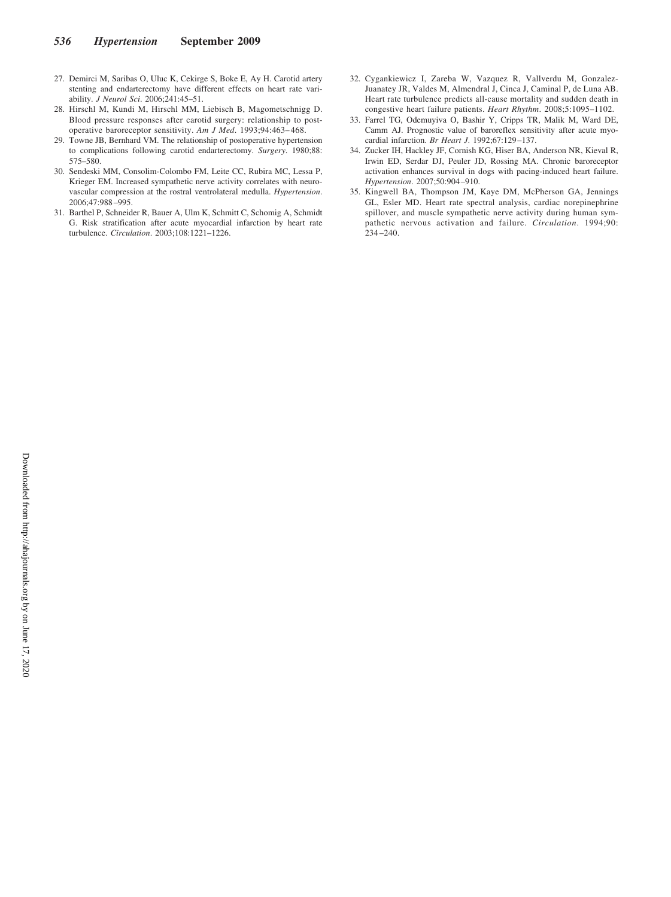27. Demirci M, Saribas O, Uluc K, Cekirge S, Boke E, Ay H. Carotid artery stenting and endarterectomy have different effects on heart rate variability. *J Neurol Sci*. 2006;241:45–51.
28. Hirschl M, Kundi M, Hirschl MM, Liebisch B, Magometschnigg D. Blood pressure responses after carotid surgery: relationship to postoperative baroreceptor sensitivity. *Am J Med*. 1993;94:463–468.
29. Towne JB, Bernhard VM. The relationship of postoperative hypertension to complications following carotid endarterectomy. *Surgery*. 1980;88: 575–580.
30. Sendeski MM, Consolim-Colombo FM, Leite CC, Rubira MC, Lessa P, Krieger EM. Increased sympathetic nerve activity correlates with neurovascular compression at the rostral ventrolateral medulla. *Hypertension*. 2006;47:988–995.
31. Barthel P, Schneider R, Bauer A, Ulm K, Schmitt C, Schomig A, Schmidt G. Risk stratification after acute myocardial infarction by heart rate turbulence. *Circulation*. 2003;108:1221–1226.
32. Cygankiewicz I, Zareba W, Vazquez R, Vallverdu M, Gonzalez-Juanatey JR, Valdes M, Almendral J, Cinca J, Caminal P, de Luna AB. Heart rate turbulence predicts all-cause mortality and sudden death in congestive heart failure patients. *Heart Rhythm*. 2008;5:1095–1102.
33. Farrel TG, Odemuyiva O, Bashir Y, Cripps TR, Malik M, Ward DE, Camm AJ. Prognostic value of baroreflex sensitivity after acute myocardial infarction. *Br Heart J*. 1992;67:129–137.
34. Zucker IH, Hackley JF, Cornish KG, Hiser BA, Anderson NR, Kieval R, Irwin ED, Serdar DJ, Peuler JD, Rossing MA. Chronic baroreceptor activation enhances survival in dogs with pacing-induced heart failure. *Hypertension*. 2007;50:904–910.
35. Kingwell BA, Thompson JM, Kaye DM, McPherson GA, Jennings GL, Esler MD. Heart rate spectral analysis, cardiac norepinephrine spillover, and muscle sympathetic nerve activity during human sympathetic nervous activation and failure. *Circulation*. 1994;90: 234–240.